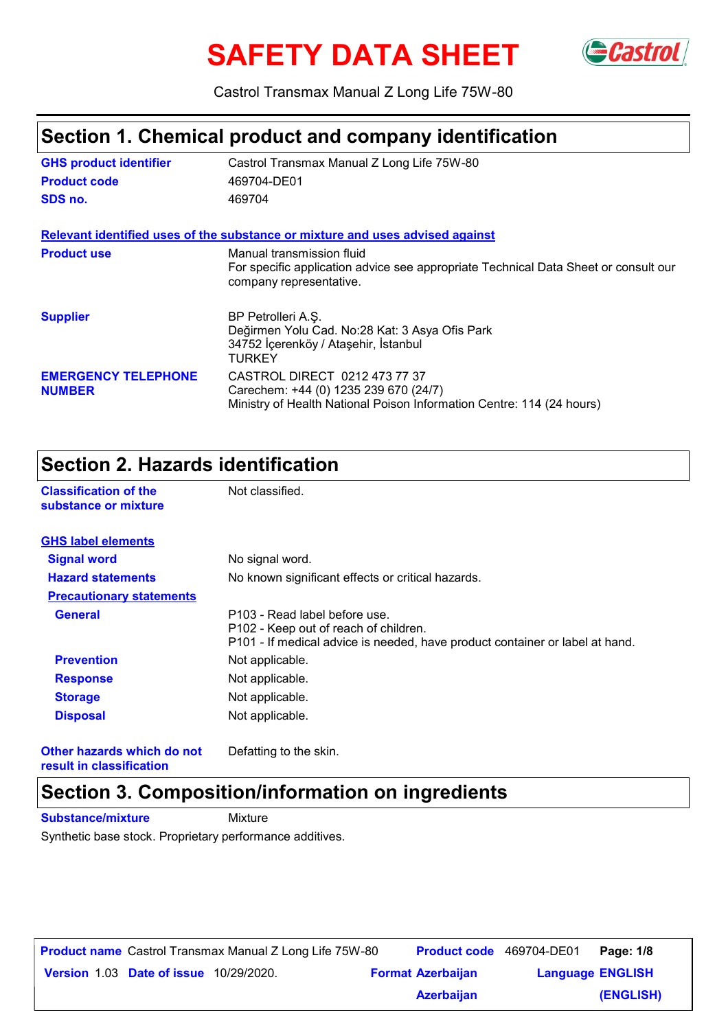# SAFETY DATA SHEET

Castrol Transmax Manual Z Long Life 75W-80

## Section 1. Chemical product and company identification

| | |
|---|---|
| **GHS product identifier** | Castrol Transmax Manual Z Long Life 75W-80 |
| **Product code** | 469704-DE01 |
| **SDS no.** | 469704 |

**Relevant identified uses of the substance or mixture and uses advised against**

| | |
|---|---|
| **Product use** | Manual transmission fluid<br>For specific application advice see appropriate Technical Data Sheet or consult our company representative. |
| **Supplier** | BP Petrolleri A.Ş.<br>Değirmen Yolu Cad. No:28 Kat: 3 Asya Ofis Park<br>34752 İçerenköy / Ataşehir, İstanbul<br>TURKEY |
| **EMERGENCY TELEPHONE NUMBER** | CASTROL DIRECT 0212 473 77 37<br>Carechem: +44 (0) 1235 239 670 (24/7)<br>Ministry of Health National Poison Information Centre: 114 (24 hours) |

## Section 2. Hazards identification

| | |
|---|---|
| **Classification of the substance or mixture** | Not classified. |

**GHS label elements**

| | |
|---|---|
| **Signal word** | No signal word. |
| **Hazard statements** | No known significant effects or critical hazards. |

**Precautionary statements**

| | |
|---|---|
| **General** | P103 - Read label before use.<br>P102 - Keep out of reach of children.<br>P101 - If medical advice is needed, have product container or label at hand. |
| **Prevention** | Not applicable. |
| **Response** | Not applicable. |
| **Storage** | Not applicable. |
| **Disposal** | Not applicable. |

| | |
|---|---|
| **Other hazards which do not result in classification** | Defatting to the skin. |

## Section 3. Composition/information on ingredients

**Substance/mixture** Mixture

Synthetic base stock. Proprietary performance additives.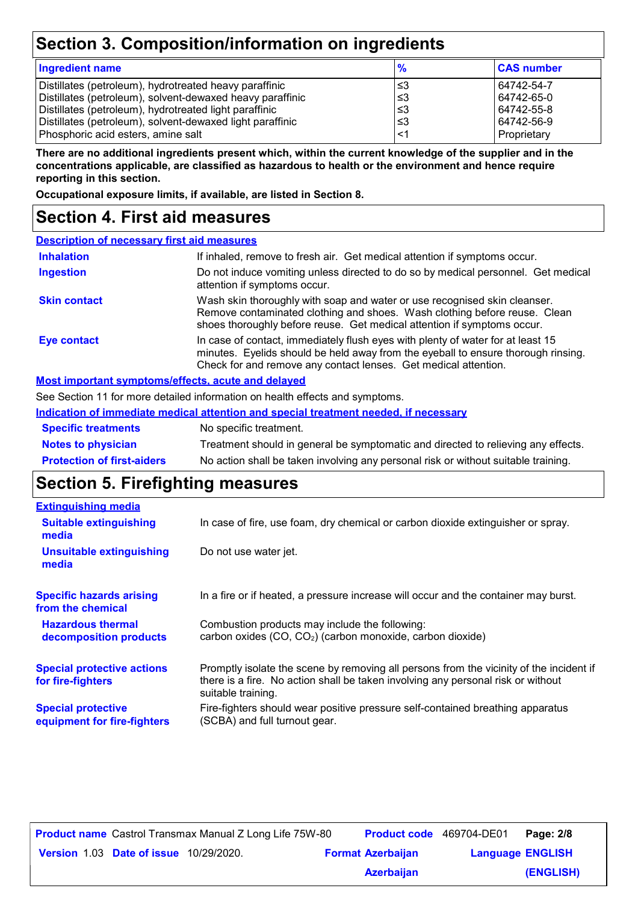## Section 3. Composition/information on ingredients

| Ingredient name | % | CAS number |
| --- | --- | --- |
| Distillates (petroleum), hydrotreated heavy paraffinic | ≤3 | 64742-54-7 |
| Distillates (petroleum), solvent-dewaxed heavy paraffinic | ≤3 | 64742-65-0 |
| Distillates (petroleum), hydrotreated light paraffinic | ≤3 | 64742-55-8 |
| Distillates (petroleum), solvent-dewaxed light paraffinic | ≤3 | 64742-56-9 |
| Phosphoric acid esters, amine salt | <1 | Proprietary |

**There are no additional ingredients present which, within the current knowledge of the supplier and in the concentrations applicable, are classified as hazardous to health or the environment and hence require reporting in this section.**

**Occupational exposure limits, if available, are listed in Section 8.**

## Section 4. First aid measures

### Description of necessary first aid measures

**Inhalation**: If inhaled, remove to fresh air. Get medical attention if symptoms occur.

**Ingestion**: Do not induce vomiting unless directed to do so by medical personnel. Get medical attention if symptoms occur.

**Skin contact**: Wash skin thoroughly with soap and water or use recognised skin cleanser. Remove contaminated clothing and shoes. Wash clothing before reuse. Clean shoes thoroughly before reuse. Get medical attention if symptoms occur.

**Eye contact**: In case of contact, immediately flush eyes with plenty of water for at least 15 minutes. Eyelids should be held away from the eyeball to ensure thorough rinsing. Check for and remove any contact lenses. Get medical attention.

### Most important symptoms/effects, acute and delayed

See Section 11 for more detailed information on health effects and symptoms.

### Indication of immediate medical attention and special treatment needed, if necessary

**Specific treatments**: No specific treatment.

**Notes to physician**: Treatment should in general be symptomatic and directed to relieving any effects.

**Protection of first-aiders**: No action shall be taken involving any personal risk or without suitable training.

## Section 5. Firefighting measures

### Extinguishing media

**Suitable extinguishing media**: In case of fire, use foam, dry chemical or carbon dioxide extinguisher or spray.

**Unsuitable extinguishing media**: Do not use water jet.

**Specific hazards arising from the chemical**: In a fire or if heated, a pressure increase will occur and the container may burst.

**Hazardous thermal decomposition products**: Combustion products may include the following:
carbon oxides ($CO$, $CO_2$) (carbon monoxide, carbon dioxide)

**Special protective actions for fire-fighters**: Promptly isolate the scene by removing all persons from the vicinity of the incident if there is a fire. No action shall be taken involving any personal risk or without suitable training.

**Special protective equipment for fire-fighters**: Fire-fighters should wear positive pressure self-contained breathing apparatus (SCBA) and full turnout gear.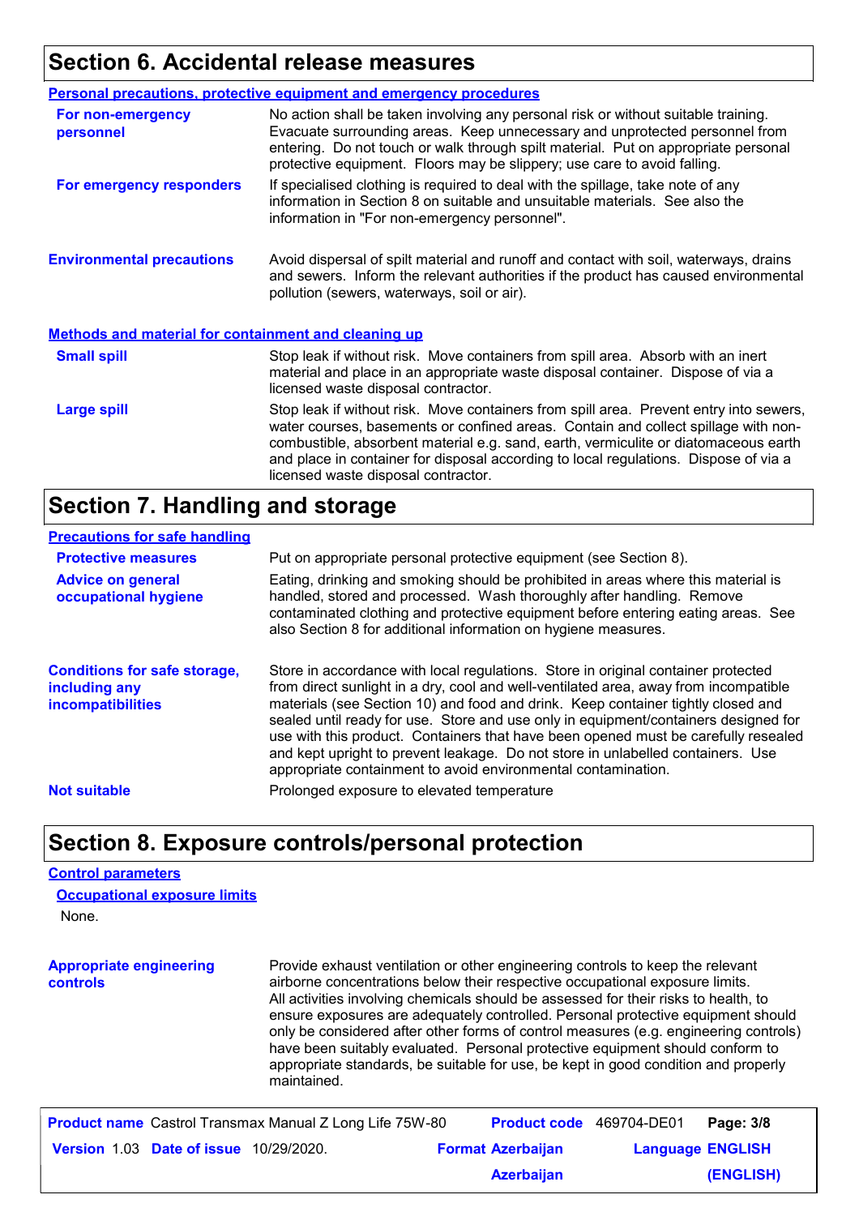## Section 6. Accidental release measures

### Personal precautions, protective equipment and emergency procedures

**For non-emergency personnel**

No action shall be taken involving any personal risk or without suitable training. Evacuate surrounding areas. Keep unnecessary and unprotected personnel from entering. Do not touch or walk through spilt material. Put on appropriate personal protective equipment. Floors may be slippery; use care to avoid falling.

**For emergency responders**

If specialised clothing is required to deal with the spillage, take note of any information in Section 8 on suitable and unsuitable materials. See also the information in "For non-emergency personnel".

**Environmental precautions**

Avoid dispersal of spilt material and runoff and contact with soil, waterways, drains and sewers. Inform the relevant authorities if the product has caused environmental pollution (sewers, waterways, soil or air).

### Methods and material for containment and cleaning up

**Small spill**

Stop leak if without risk. Move containers from spill area. Absorb with an inert material and place in an appropriate waste disposal container. Dispose of via a licensed waste disposal contractor.

**Large spill**

Stop leak if without risk. Move containers from spill area. Prevent entry into sewers, water courses, basements or confined areas. Contain and collect spillage with non-combustible, absorbent material e.g. sand, earth, vermiculite or diatomaceous earth and place in container for disposal according to local regulations. Dispose of via a licensed waste disposal contractor.

## Section 7. Handling and storage

### Precautions for safe handling

**Protective measures**

Put on appropriate personal protective equipment (see Section 8).

**Advice on general occupational hygiene**

Eating, drinking and smoking should be prohibited in areas where this material is handled, stored and processed. Wash thoroughly after handling. Remove contaminated clothing and protective equipment before entering eating areas. See also Section 8 for additional information on hygiene measures.

**Conditions for safe storage, including any incompatibilities**

Store in accordance with local regulations. Store in original container protected from direct sunlight in a dry, cool and well-ventilated area, away from incompatible materials (see Section 10) and food and drink. Keep container tightly closed and sealed until ready for use. Store and use only in equipment/containers designed for use with this product. Containers that have been opened must be carefully resealed and kept upright to prevent leakage. Do not store in unlabelled containers. Use appropriate containment to avoid environmental contamination.

**Not suitable**

Prolonged exposure to elevated temperature

## Section 8. Exposure controls/personal protection

### Control parameters

#### Occupational exposure limits

None.

**Appropriate engineering controls**

Provide exhaust ventilation or other engineering controls to keep the relevant airborne concentrations below their respective occupational exposure limits. All activities involving chemicals should be assessed for their risks to health, to ensure exposures are adequately controlled. Personal protective equipment should only be considered after other forms of control measures (e.g. engineering controls) have been suitably evaluated. Personal protective equipment should conform to appropriate standards, be suitable for use, be kept in good condition and properly maintained.

| **Product name** Castrol Transmax Manual Z Long Life 75W-80 | **Product code** 469704-DE01 | **Page: 3/8** |
|---|---|---|
| **Version** 1.03 **Date of issue** 10/29/2020. | **Format** Azerbaijan Azerbaijan | **Language** ENGLISH (ENGLISH) |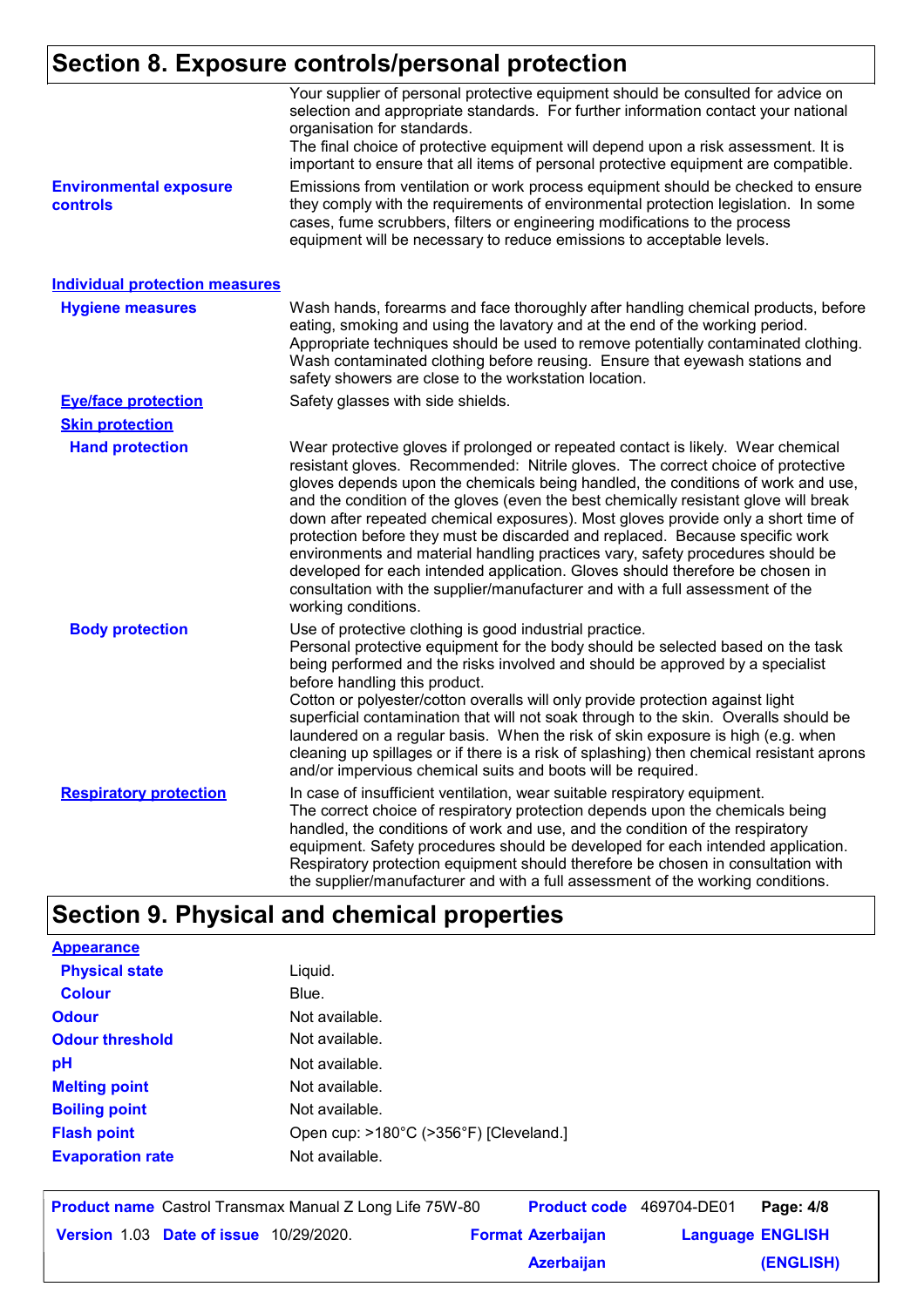## Section 8. Exposure controls/personal protection

Your supplier of personal protective equipment should be consulted for advice on selection and appropriate standards. For further information contact your national organisation for standards.
The final choice of protective equipment will depend upon a risk assessment. It is important to ensure that all items of personal protective equipment are compatible.

**Environmental exposure controls**: Emissions from ventilation or work process equipment should be checked to ensure they comply with the requirements of environmental protection legislation. In some cases, fume scrubbers, filters or engineering modifications to the process equipment will be necessary to reduce emissions to acceptable levels.

### Individual protection measures

**Hygiene measures**: Wash hands, forearms and face thoroughly after handling chemical products, before eating, smoking and using the lavatory and at the end of the working period. Appropriate techniques should be used to remove potentially contaminated clothing. Wash contaminated clothing before reusing. Ensure that eyewash stations and safety showers are close to the workstation location.

**Eye/face protection**: Safety glasses with side shields.

**Skin protection**

**Hand protection**: Wear protective gloves if prolonged or repeated contact is likely. Wear chemical resistant gloves. Recommended: Nitrile gloves. The correct choice of protective gloves depends upon the chemicals being handled, the conditions of work and use, and the condition of the gloves (even the best chemically resistant glove will break down after repeated chemical exposures). Most gloves provide only a short time of protection before they must be discarded and replaced. Because specific work environments and material handling practices vary, safety procedures should be developed for each intended application. Gloves should therefore be chosen in consultation with the supplier/manufacturer and with a full assessment of the working conditions.

**Body protection**: Use of protective clothing is good industrial practice.
Personal protective equipment for the body should be selected based on the task being performed and the risks involved and should be approved by a specialist before handling this product.
Cotton or polyester/cotton overalls will only provide protection against light superficial contamination that will not soak through to the skin. Overalls should be laundered on a regular basis. When the risk of skin exposure is high (e.g. when cleaning up spillages or if there is a risk of splashing) then chemical resistant aprons and/or impervious chemical suits and boots will be required.

**Respiratory protection**: In case of insufficient ventilation, wear suitable respiratory equipment.
The correct choice of respiratory protection depends upon the chemicals being handled, the conditions of work and use, and the condition of the respiratory equipment. Safety procedures should be developed for each intended application. Respiratory protection equipment should therefore be chosen in consultation with the supplier/manufacturer and with a full assessment of the working conditions.

## Section 9. Physical and chemical properties

**Appearance**

| Property | Value |
|---|---|
| Physical state | Liquid. |
| Colour | Blue. |
| Odour | Not available. |
| Odour threshold | Not available. |
| pH | Not available. |
| Melting point | Not available. |
| Boiling point | Not available. |
| Flash point | Open cup: >180°C (>356°F) [Cleveland.] |
| Evaporation rate | Not available. |

| **Product name** Castrol Transmax Manual Z Long Life 75W-80 | **Product code** 469704-DE01 | **Page: 4/8** |
|---|---|---|
| **Version** 1.03 **Date of issue** 10/29/2020. | **Format** Azerbaijan Azerbaijan | **Language** ENGLISH (ENGLISH) |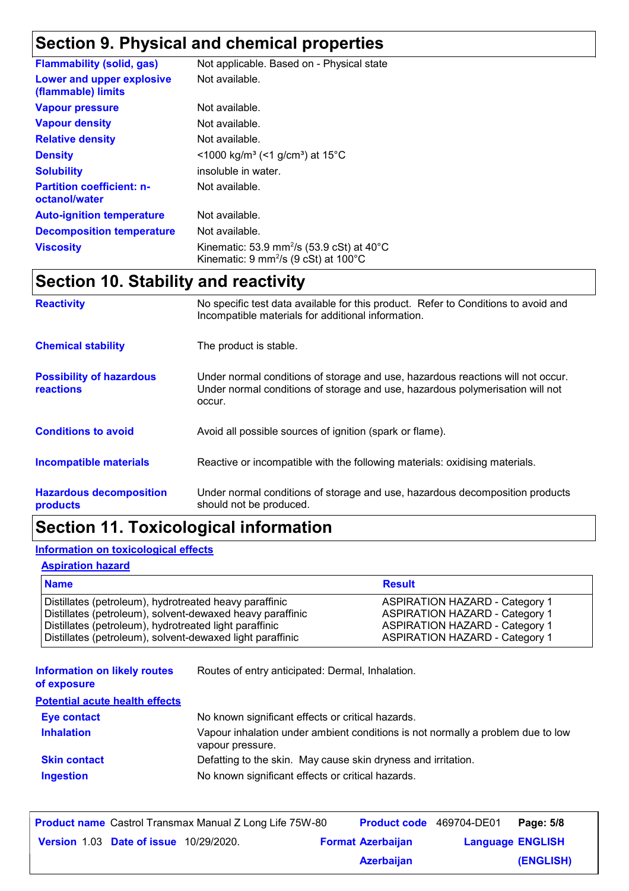## Section 9. Physical and chemical properties

| | |
|---|---|
| **Flammability (solid, gas)** | Not applicable. Based on - Physical state |
| **Lower and upper explosive (flammable) limits** | Not available. |
| **Vapour pressure** | Not available. |
| **Vapour density** | Not available. |
| **Relative density** | Not available. |
| **Density** | <1000 kg/m³ (<1 g/cm³) at 15°C |
| **Solubility** | insoluble in water. |
| **Partition coefficient: n-octanol/water** | Not available. |
| **Auto-ignition temperature** | Not available. |
| **Decomposition temperature** | Not available. |
| **Viscosity** | Kinematic: 53.9 $mm^2$/s (53.9 cSt) at 40°C<br>Kinematic: 9 $mm^2$/s (9 cSt) at 100°C |

## Section 10. Stability and reactivity

| | |
|---|---|
| **Reactivity** | No specific test data available for this product. Refer to Conditions to avoid and Incompatible materials for additional information. |
| **Chemical stability** | The product is stable. |
| **Possibility of hazardous reactions** | Under normal conditions of storage and use, hazardous reactions will not occur. Under normal conditions of storage and use, hazardous polymerisation will not occur. |
| **Conditions to avoid** | Avoid all possible sources of ignition (spark or flame). |
| **Incompatible materials** | Reactive or incompatible with the following materials: oxidising materials. |
| **Hazardous decomposition products** | Under normal conditions of storage and use, hazardous decomposition products should not be produced. |

## Section 11. Toxicological information

### Information on toxicological effects

#### Aspiration hazard

| Name | Result |
|---|---|
| Distillates (petroleum), hydrotreated heavy paraffinic | ASPIRATION HAZARD - Category 1 |
| Distillates (petroleum), solvent-dewaxed heavy paraffinic | ASPIRATION HAZARD - Category 1 |
| Distillates (petroleum), hydrotreated light paraffinic | ASPIRATION HAZARD - Category 1 |
| Distillates (petroleum), solvent-dewaxed light paraffinic | ASPIRATION HAZARD - Category 1 |

**Information on likely routes of exposure**: Routes of entry anticipated: Dermal, Inhalation.

#### Potential acute health effects

| | |
|---|---|
| **Eye contact** | No known significant effects or critical hazards. |
| **Inhalation** | Vapour inhalation under ambient conditions is not normally a problem due to low vapour pressure. |
| **Skin contact** | Defatting to the skin. May cause skin dryness and irritation. |
| **Ingestion** | No known significant effects or critical hazards. |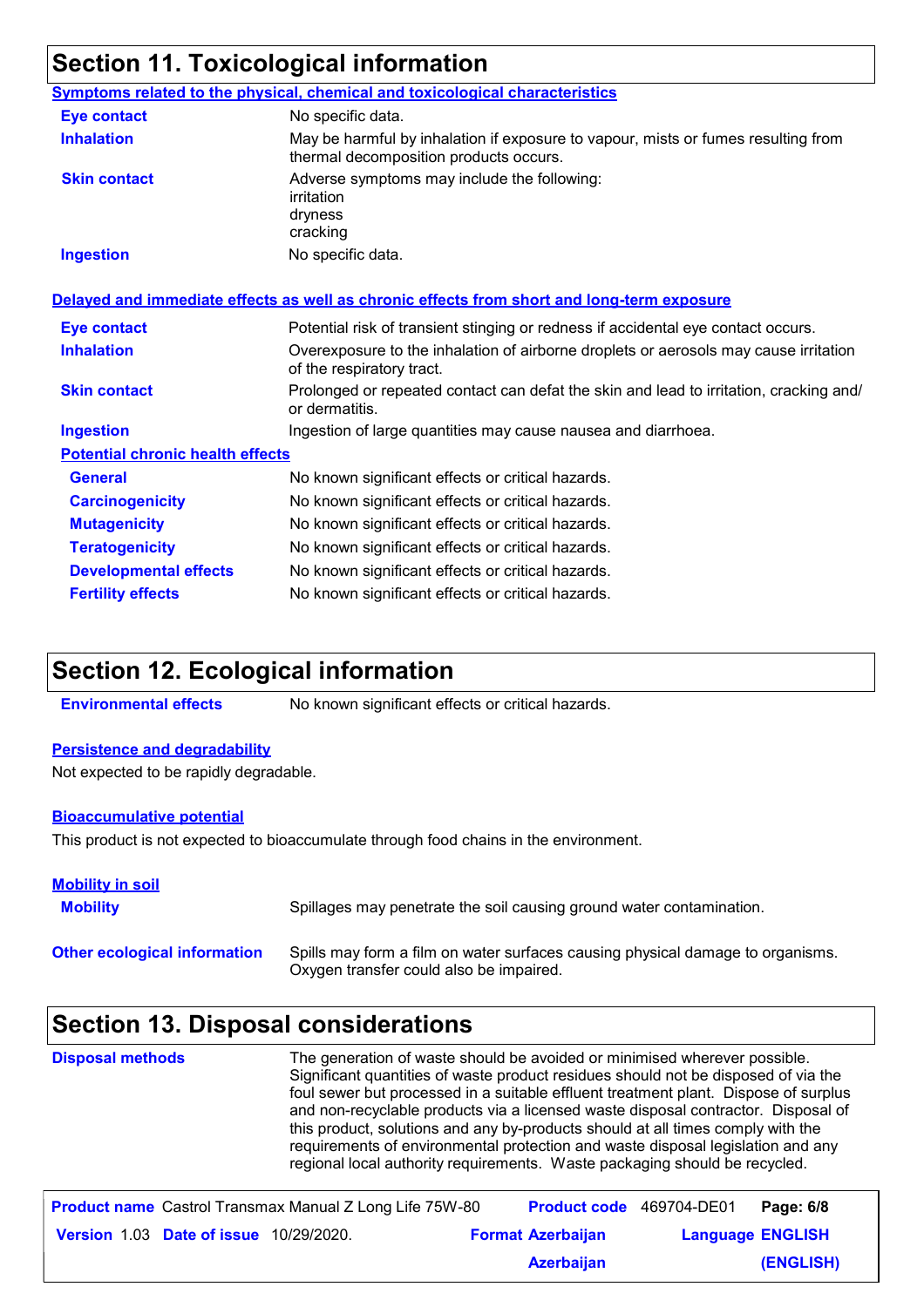## Section 11. Toxicological information

**Symptoms related to the physical, chemical and toxicological characteristics**

| | |
|---|---|
| **Eye contact** | No specific data. |
| **Inhalation** | May be harmful by inhalation if exposure to vapour, mists or fumes resulting from thermal decomposition products occurs. |
| **Skin contact** | Adverse symptoms may include the following: irritation dryness cracking |
| **Ingestion** | No specific data. |

**Delayed and immediate effects as well as chronic effects from short and long-term exposure**

| | |
|---|---|
| **Eye contact** | Potential risk of transient stinging or redness if accidental eye contact occurs. |
| **Inhalation** | Overexposure to the inhalation of airborne droplets or aerosols may cause irritation of the respiratory tract. |
| **Skin contact** | Prolonged or repeated contact can defat the skin and lead to irritation, cracking and/ or dermatitis. |
| **Ingestion** | Ingestion of large quantities may cause nausea and diarrhoea. |

**Potential chronic health effects**

| | |
|---|---|
| **General** | No known significant effects or critical hazards. |
| **Carcinogenicity** | No known significant effects or critical hazards. |
| **Mutagenicity** | No known significant effects or critical hazards. |
| **Teratogenicity** | No known significant effects or critical hazards. |
| **Developmental effects** | No known significant effects or critical hazards. |
| **Fertility effects** | No known significant effects or critical hazards. |

## Section 12. Ecological information

**Environmental effects** No known significant effects or critical hazards.

**Persistence and degradability**

Not expected to be rapidly degradable.

**Bioaccumulative potential**

This product is not expected to bioaccumulate through food chains in the environment.

**Mobility in soil**

**Mobility** Spillages may penetrate the soil causing ground water contamination.

**Other ecological information** Spills may form a film on water surfaces causing physical damage to organisms. Oxygen transfer could also be impaired.

## Section 13. Disposal considerations

**Disposal methods** The generation of waste should be avoided or minimised wherever possible. Significant quantities of waste product residues should not be disposed of via the foul sewer but processed in a suitable effluent treatment plant. Dispose of surplus and non-recyclable products via a licensed waste disposal contractor. Disposal of this product, solutions and any by-products should at all times comply with the requirements of environmental protection and waste disposal legislation and any regional local authority requirements. Waste packaging should be recycled.

| | | | |
|---|---|---|---|
| **Product name** Castrol Transmax Manual Z Long Life 75W-80 | | **Product code** 469704-DE01 | |
| **Version** 1.03 | **Date of issue** 10/29/2020. | **Format** Azerbaijan Azerbaijan | **Language** ENGLISH (ENGLISH) |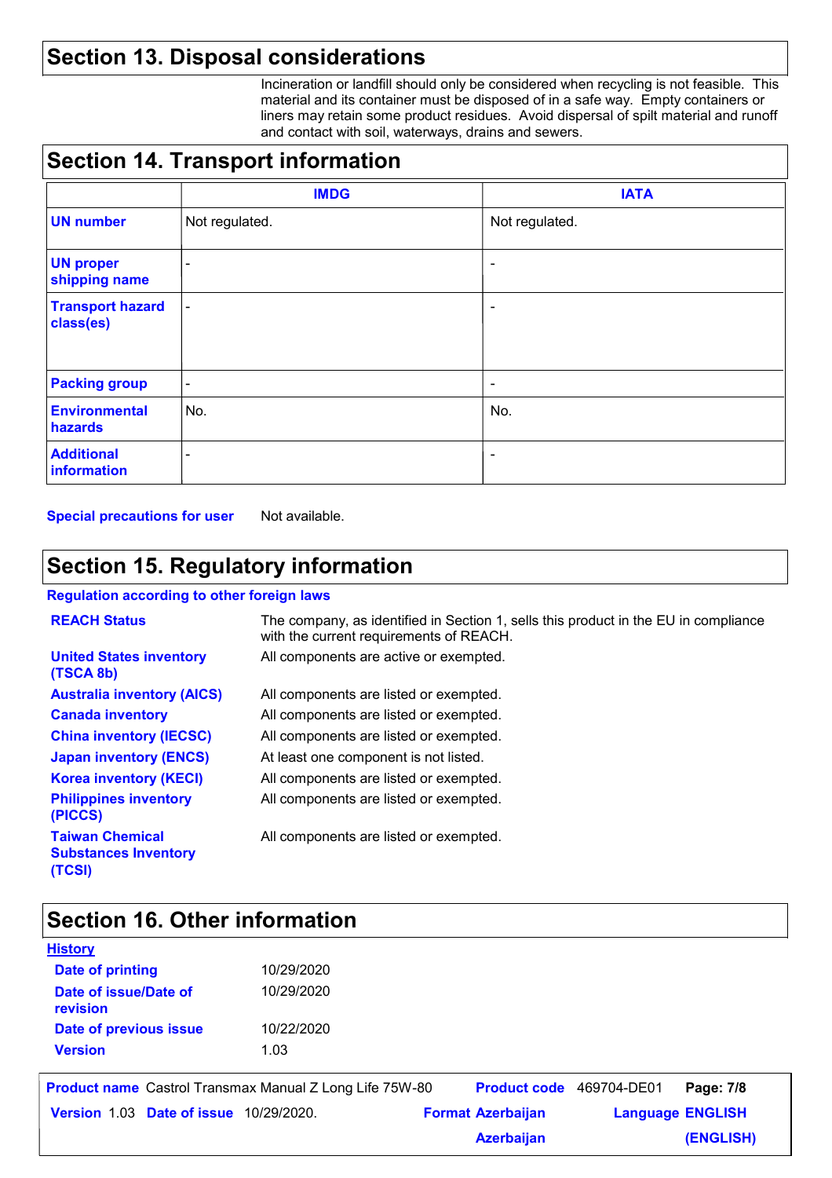## Section 13. Disposal considerations

Incineration or landfill should only be considered when recycling is not feasible. This material and its container must be disposed of in a safe way. Empty containers or liners may retain some product residues. Avoid dispersal of spilt material and runoff and contact with soil, waterways, drains and sewers.

## Section 14. Transport information

| | IMDG | IATA |
|---|---|---|
| **UN number** | Not regulated. | Not regulated. |
| **UN proper shipping name** | - | - |
| **Transport hazard class(es)** | - | - |
| **Packing group** | - | - |
| **Environmental hazards** | No. | No. |
| **Additional information** | - | - |

**Special precautions for user** Not available.

## Section 15. Regulatory information

**Regulation according to other foreign laws**

**REACH Status** The company, as identified in Section 1, sells this product in the EU in compliance with the current requirements of REACH.

**United States inventory (TSCA 8b)** All components are active or exempted.

**Australia inventory (AICS)** All components are listed or exempted.

**Canada inventory** All components are listed or exempted.

**China inventory (IECSC)** All components are listed or exempted.

**Japan inventory (ENCS)** At least one component is not listed.

**Korea inventory (KECI)** All components are listed or exempted.

**Philippines inventory (PICCS)** All components are listed or exempted.

**Taiwan Chemical Substances Inventory (TCSI)** All components are listed or exempted.

## Section 16. Other information

**History**

**Date of printing** 10/29/2020

**Date of issue/Date of revision** 10/29/2020

**Date of previous issue** 10/22/2020

**Version** 1.03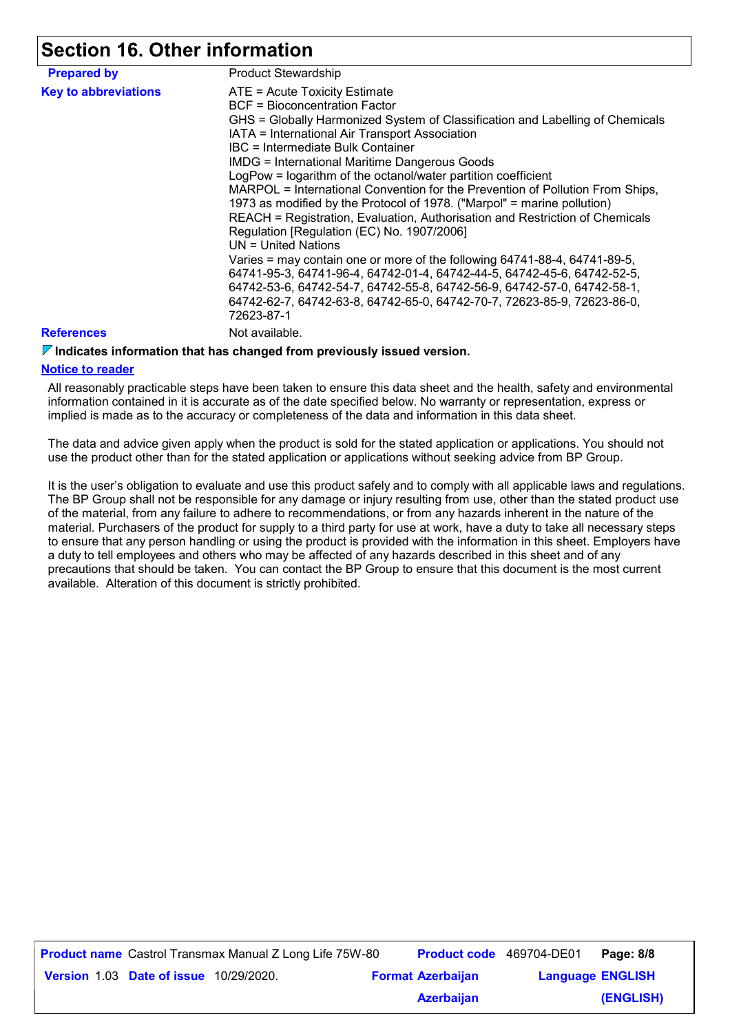## Section 16. Other information

**Prepared by** Product Stewardship

**Key to abbreviations**

ATE = Acute Toxicity Estimate
BCF = Bioconcentration Factor
GHS = Globally Harmonized System of Classification and Labelling of Chemicals
IATA = International Air Transport Association
IBC = Intermediate Bulk Container
IMDG = International Maritime Dangerous Goods
LogPow = logarithm of the octanol/water partition coefficient
MARPOL = International Convention for the Prevention of Pollution From Ships, 1973 as modified by the Protocol of 1978. ("Marpol" = marine pollution)
REACH = Registration, Evaluation, Authorisation and Restriction of Chemicals Regulation [Regulation (EC) No. 1907/2006]
UN = United Nations
Varies = may contain one or more of the following 64741-88-4, 64741-89-5, 64741-95-3, 64741-96-4, 64742-01-4, 64742-44-5, 64742-45-6, 64742-52-5, 64742-53-6, 64742-54-7, 64742-55-8, 64742-56-9, 64742-57-0, 64742-58-1, 64742-62-7, 64742-63-8, 64742-65-0, 64742-70-7, 72623-85-9, 72623-86-0, 72623-87-1

**References** Not available.

**Indicates information that has changed from previously issued version.**

**Notice to reader**

All reasonably practicable steps have been taken to ensure this data sheet and the health, safety and environmental information contained in it is accurate as of the date specified below. No warranty or representation, express or implied is made as to the accuracy or completeness of the data and information in this data sheet.

The data and advice given apply when the product is sold for the stated application or applications. You should not use the product other than for the stated application or applications without seeking advice from BP Group.

It is the user's obligation to evaluate and use this product safely and to comply with all applicable laws and regulations. The BP Group shall not be responsible for any damage or injury resulting from use, other than the stated product use of the material, from any failure to adhere to recommendations, or from any hazards inherent in the nature of the material. Purchasers of the product for supply to a third party for use at work, have a duty to take all necessary steps to ensure that any person handling or using the product is provided with the information in this sheet. Employers have a duty to tell employees and others who may be affected of any hazards described in this sheet and of any precautions that should be taken. You can contact the BP Group to ensure that this document is the most current available. Alteration of this document is strictly prohibited.